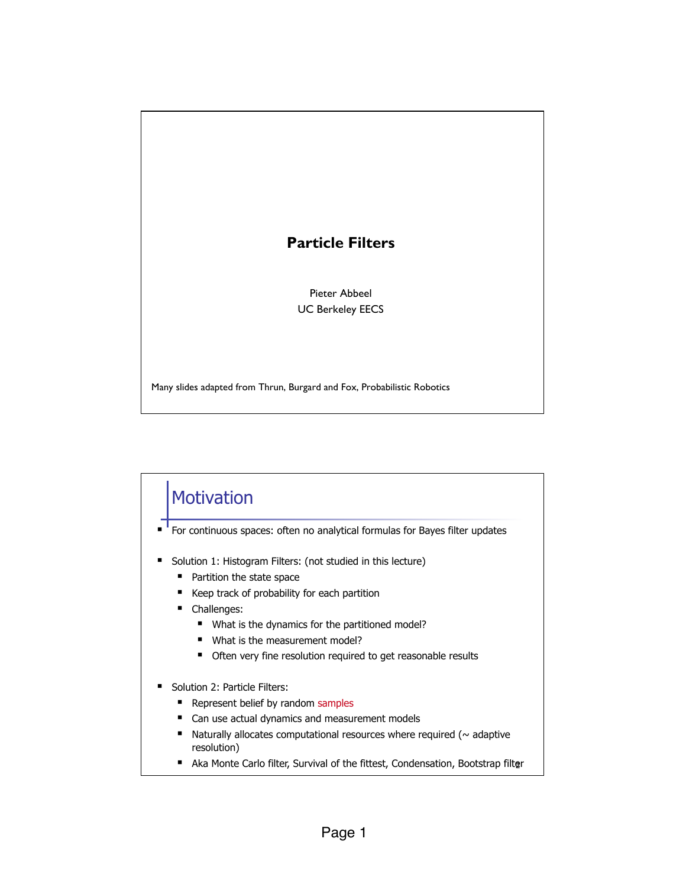# Particle Filters

Pieter Abbeel
UC Berkeley EECS

Many slides adapted from Thrun, Burgard and Fox, Probabilistic Robotics

## Motivation

- For continuous spaces: often no analytical formulas for Bayes filter updates
- Solution 1: Histogram Filters: (not studied in this lecture)
  - Partition the state space
  - Keep track of probability for each partition
  - Challenges:
    - What is the dynamics for the partitioned model?
    - What is the measurement model?
    - Often very fine resolution required to get reasonable results
- Solution 2: Particle Filters:
  - Represent belief by random samples
  - Can use actual dynamics and measurement models
  - Naturally allocates computational resources where required (~ adaptive resolution)
  - Aka Monte Carlo filter, Survival of the fittest, Condensation, Bootstrap filter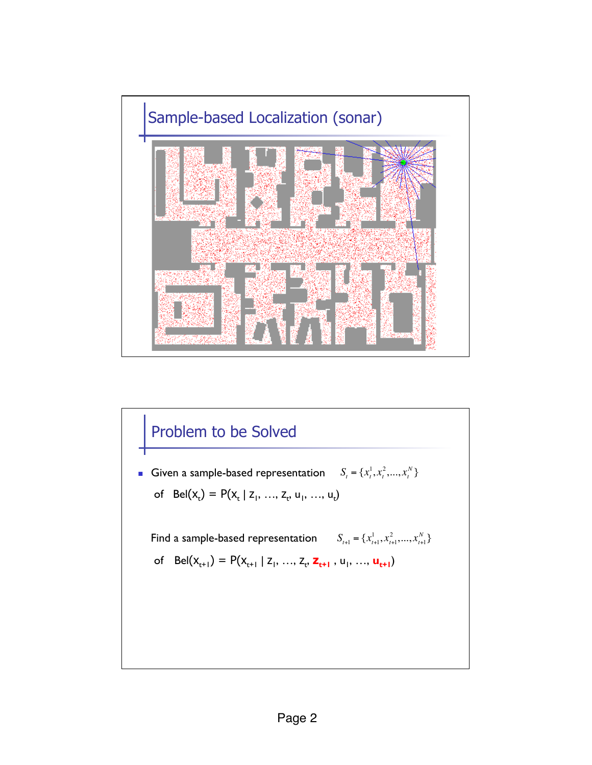## Sample-based Localization (sonar)

## Problem to be Solved

- Given a sample-based representation $S_t = \{x_t^1, x_t^2, ..., x_t^N\}$ of $Bel(x_t) = P(x_t \mid z_1, \ldots, z_t, u_1, \ldots, u_t)$

  Find a sample-based representation $S_{t+1} = \{x_{t+1}^1, x_{t+1}^2, ..., x_{t+1}^N\}$ of $Bel(x_{t+1}) = P(x_{t+1} \mid z_1, \ldots, z_t, \mathbf{z_{t+1}}, u_1, \ldots, \mathbf{u_{t+1}})$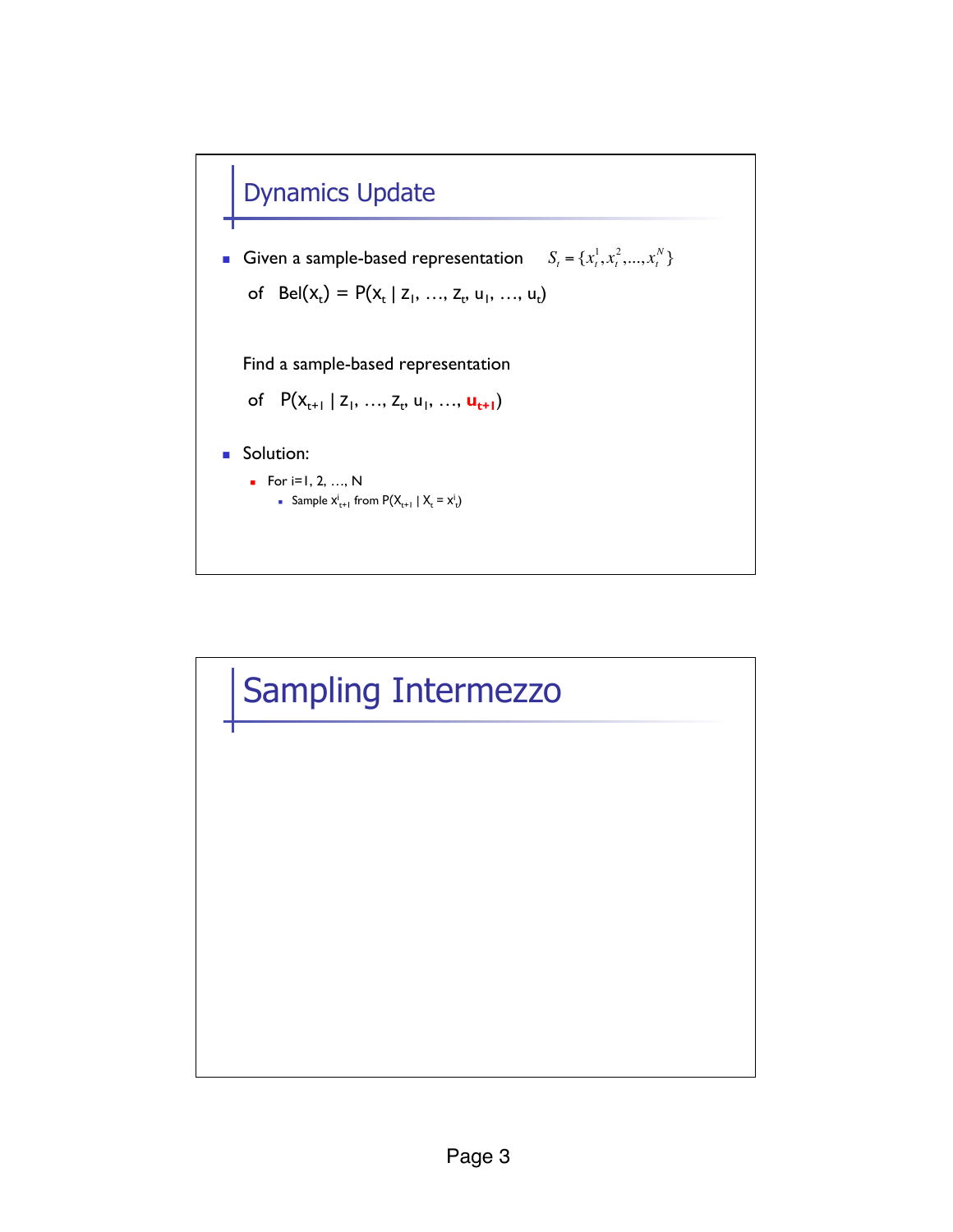## Dynamics Update

- Given a sample-based representation $S_t = \{x_t^1, x_t^2, \ldots, x_t^N\}$

  of $Bel(x_t) = P(x_t \mid z_1, \ldots, z_t, u_1, \ldots, u_t)$

  Find a sample-based representation

  of $P(x_{t+1} \mid z_1, \ldots, z_t, u_1, \ldots, \mathbf{u_{t+1}})$

- Solution:
  - For i=1, 2, …, N
    - Sample $x^i_{t+1}$ from $P(X_{t+1} \mid X_t = x^i_t)$

## Sampling Intermezzo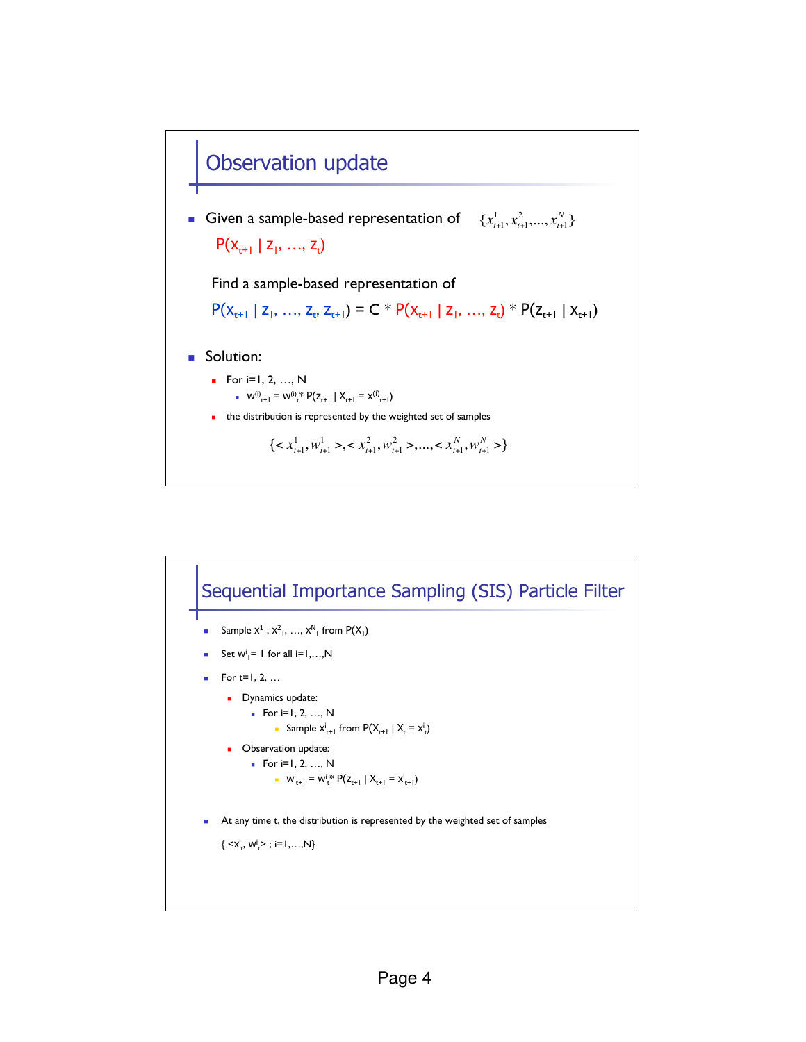## Observation update

- Given a sample-based representation of $\{x_{t+1}^1, x_{t+1}^2, \ldots, x_{t+1}^N\}$

  $P(x_{t+1} \mid z_1, \ldots, z_t)$

  Find a sample-based representation of

  $P(x_{t+1} \mid z_1, \ldots, z_t, z_{t+1}) = C * P(x_{t+1} \mid z_1, \ldots, z_t) * P(z_{t+1} \mid x_{t+1})$

- Solution:
  - For i=1, 2, …, N
    - $w^{(i)}_{t+1} = w^{(i)}_t * P(z_{t+1} \mid X_{t+1} = x^{(i)}_{t+1})$
  - the distribution is represented by the weighted set of samples

$$\{< x_{t+1}^1, w_{t+1}^1 >, < x_{t+1}^2, w_{t+1}^2 >, \ldots, < x_{t+1}^N, w_{t+1}^N >\}$$

## Sequential Importance Sampling (SIS) Particle Filter

- Sample $x^1_1, x^2_1, \ldots, x^N_1$ from $P(X_1)$
- Set $w^i_1 = 1$ for all i=1,…,N
- For t=1, 2, …
  - Dynamics update:
    - For i=1, 2, …, N
      - Sample $x^i_{t+1}$ from $P(X_{t+1} \mid X_t = x^i_t)$
  - Observation update:
    - For i=1, 2, …, N
      - $w^i_{t+1} = w^i_t * P(z_{t+1} \mid X_{t+1} = x^i_{t+1})$
- At any time t, the distribution is represented by the weighted set of samples

  $\{ <x^i_t, w^i_t> ; i=1,\ldots,N\}$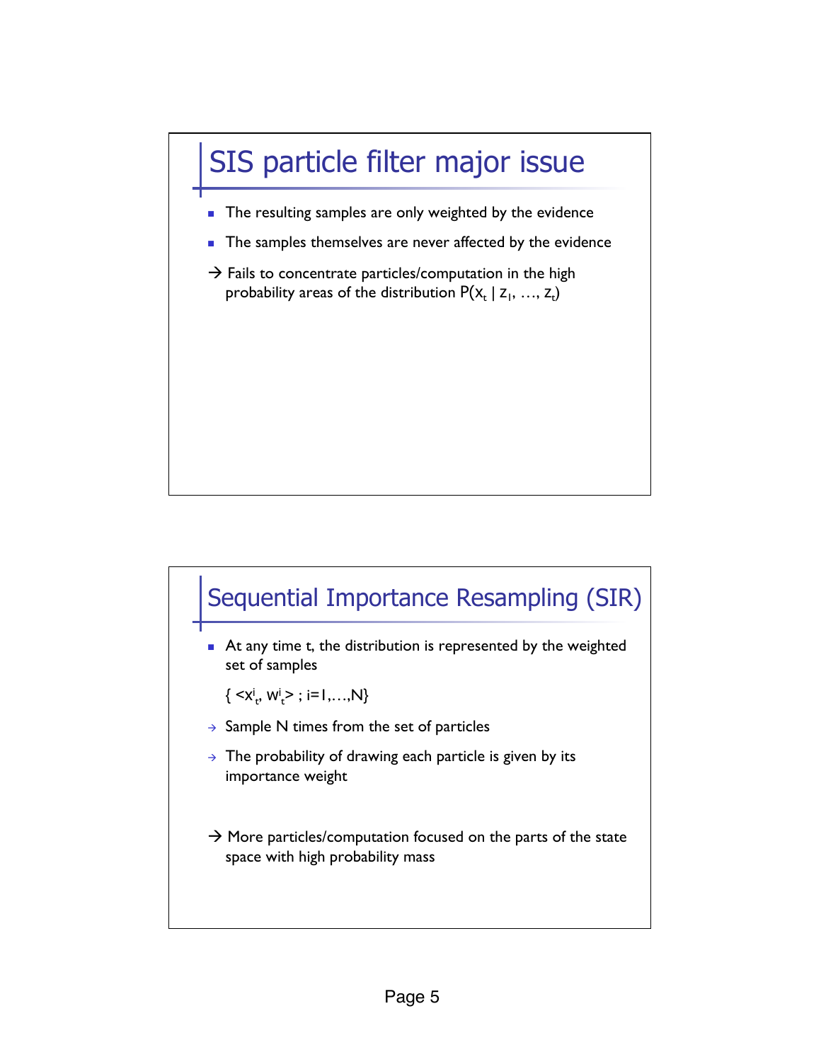## SIS particle filter major issue

- The resulting samples are only weighted by the evidence
- The samples themselves are never affected by the evidence

→ Fails to concentrate particles/computation in the high probability areas of the distribution $P(x_t \mid z_1, \ldots, z_t)$

## Sequential Importance Resampling (SIR)

- At any time t, the distribution is represented by the weighted set of samples

  $\{ \langle x^i_t, w^i_t \rangle ; i=1,\ldots,N\}$

→ Sample N times from the set of particles

→ The probability of drawing each particle is given by its importance weight

→ More particles/computation focused on the parts of the state space with high probability mass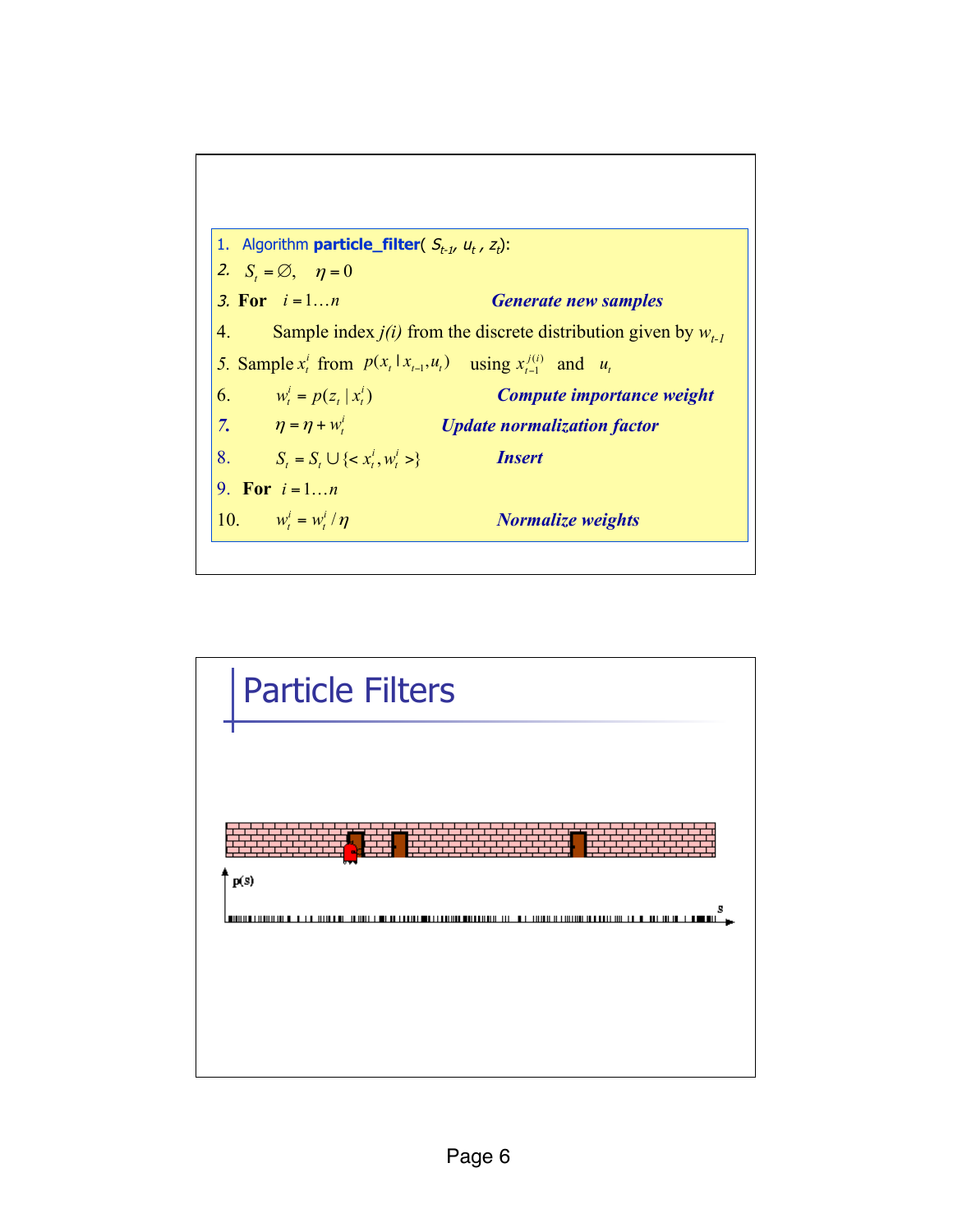1. Algorithm **particle_filter**( $S_{t-1}$, $u_t$ , $z_t$):
2. $S_t = \emptyset, \quad \eta = 0$
3. **For** $i = 1 \ldots n$ — ***Generate new samples***
4. Sample index $j(i)$ from the discrete distribution given by $w_{t-1}$
5. Sample $x_t^i$ from $p(x_t \mid x_{t-1}, u_t)$ using $x_{t-1}^{j(i)}$ and $u_t$
6. $w_t^i = p(z_t \mid x_t^i)$ — ***Compute importance weight***
7. $\eta = \eta + w_t^i$ — ***Update normalization factor***
8. $S_t = S_t \cup \{< x_t^i, w_t^i >\}$ — ***Insert***
9. **For** $i = 1 \ldots n$
10. $w_t^i = w_t^i / \eta$ — ***Normalize weights***

# Particle Filters

p(s)

s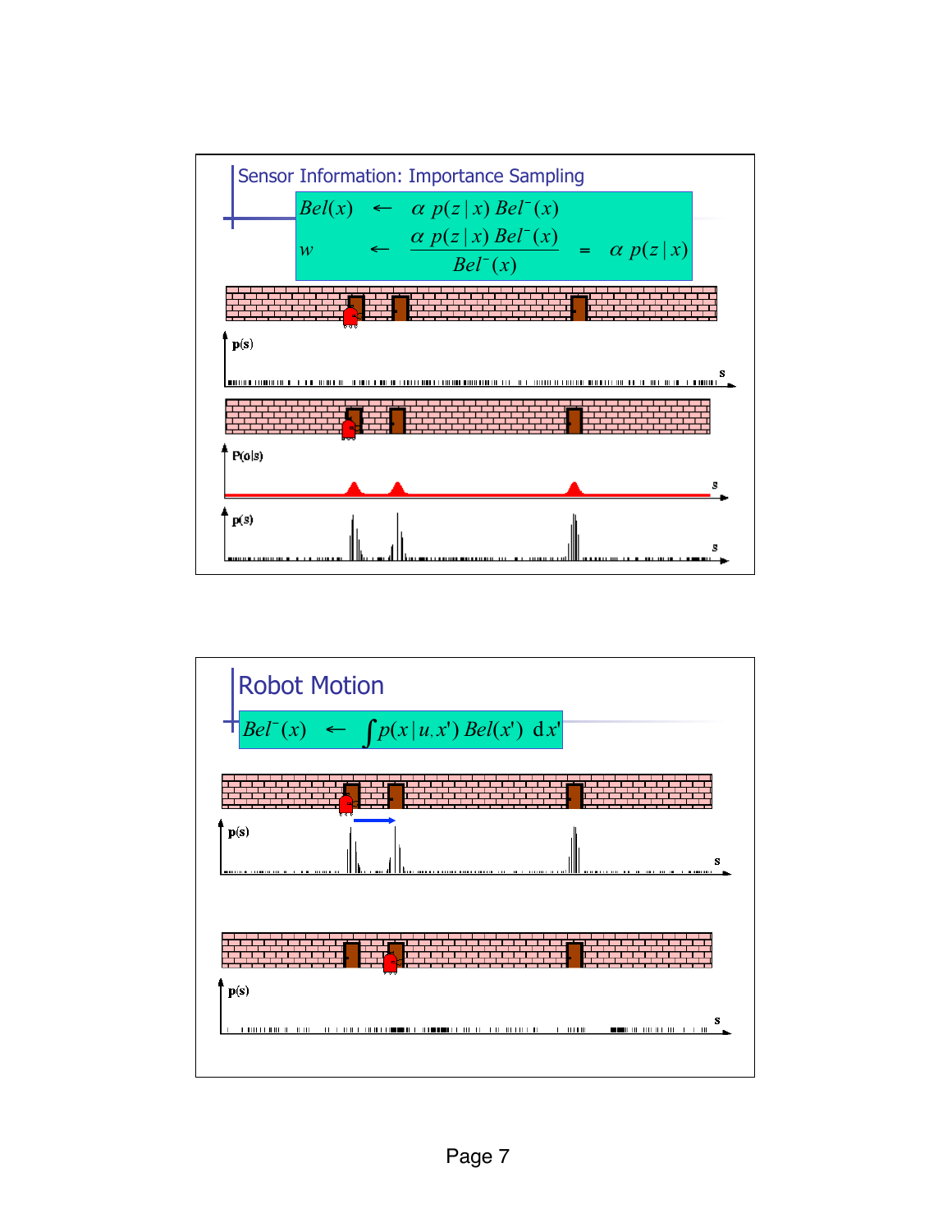## Sensor Information: Importance Sampling

$$Bel(x) \leftarrow \alpha\, p(z \mid x)\, Bel^{-}(x)$$

$$w \leftarrow \frac{\alpha\, p(z \mid x)\, Bel^{-}(x)}{Bel^{-}(x)} = \alpha\, p(z \mid x)$$

p(s)

s

P(o|s)

s

p(s)

s

## Robot Motion

$$Bel^{-}(x) \leftarrow \int p(x \mid u, x')\, Bel(x')\ \mathrm{d}x'$$

p(s)

s

p(s)

s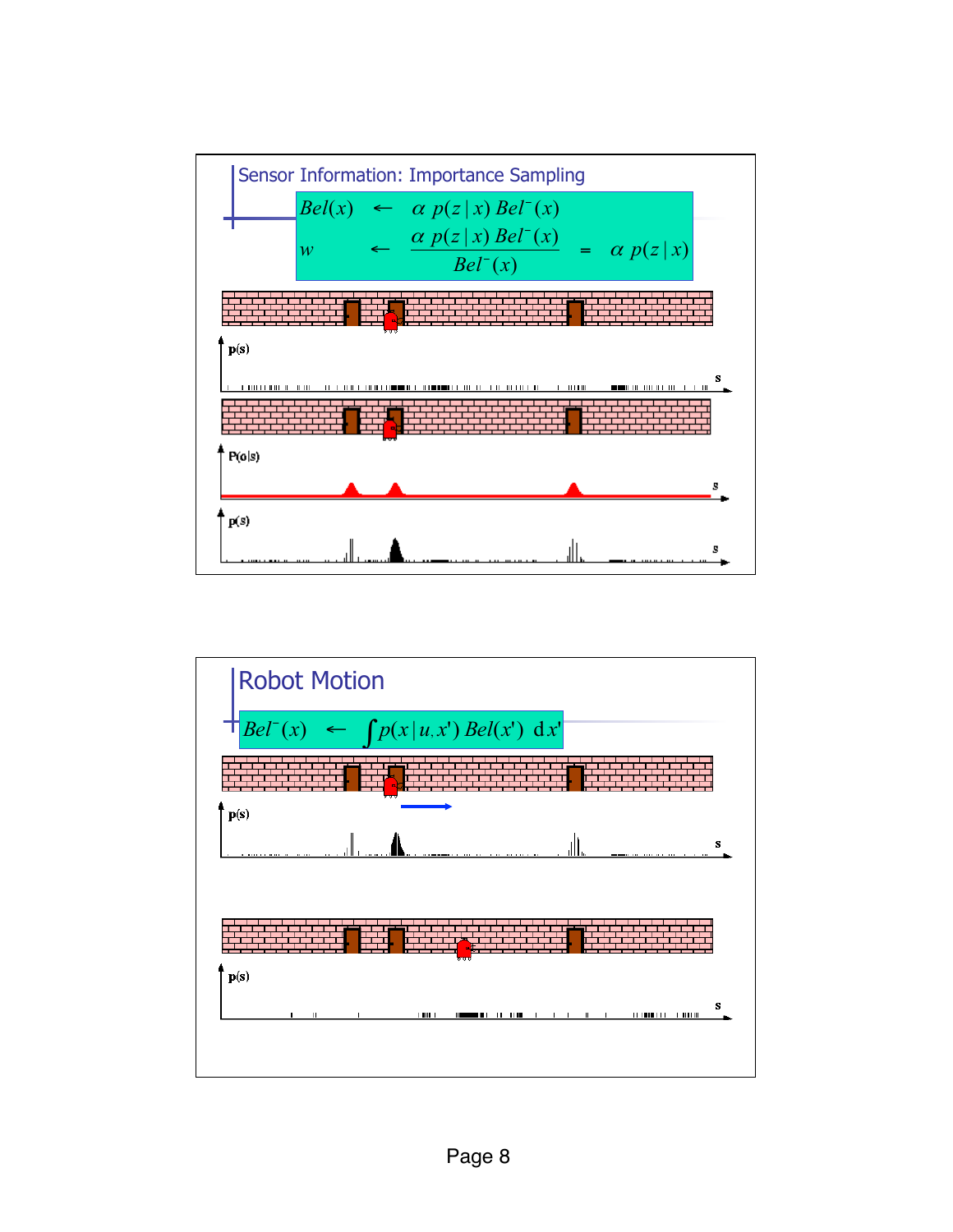## Sensor Information: Importance Sampling

$$Bel(x) \leftarrow \alpha\, p(z\,|\,x)\, Bel^{-}(x)$$

$$w \leftarrow \frac{\alpha\, p(z\,|\,x)\, Bel^{-}(x)}{Bel^{-}(x)} = \alpha\, p(z\,|\,x)$$

p(s)

s

P(o|s)

s

p(s)

s

## Robot Motion

$$Bel^{-}(x) \leftarrow \int p(x\,|\,u, x')\, Bel(x')\, \mathrm{d}x'$$

p(s)

s

p(s)

s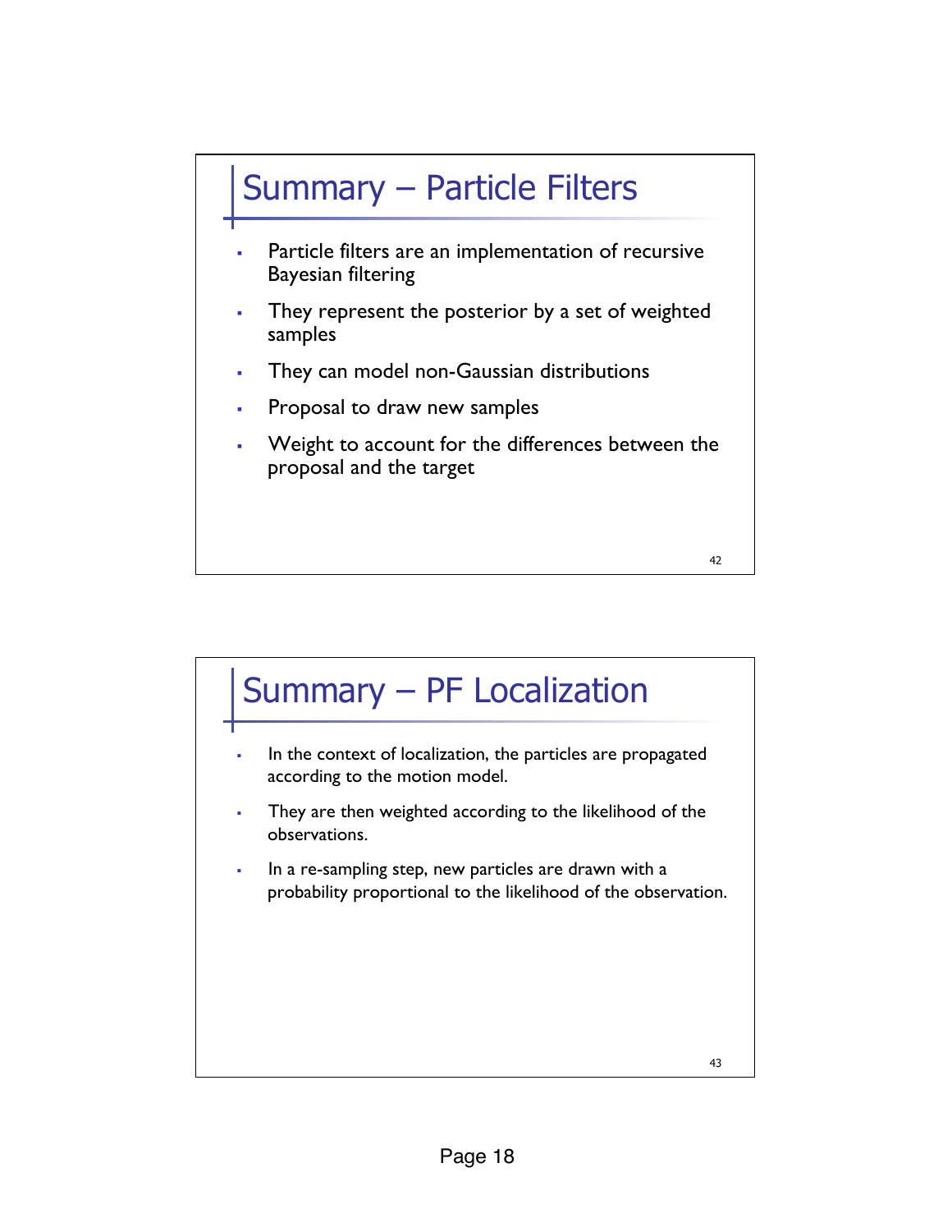## Summary – Particle Filters

- Particle filters are an implementation of recursive Bayesian filtering
- They represent the posterior by a set of weighted samples
- They can model non-Gaussian distributions
- Proposal to draw new samples
- Weight to account for the differences between the proposal and the target

## Summary – PF Localization

- In the context of localization, the particles are propagated according to the motion model.
- They are then weighted according to the likelihood of the observations.
- In a re-sampling step, new particles are drawn with a probability proportional to the likelihood of the observation.